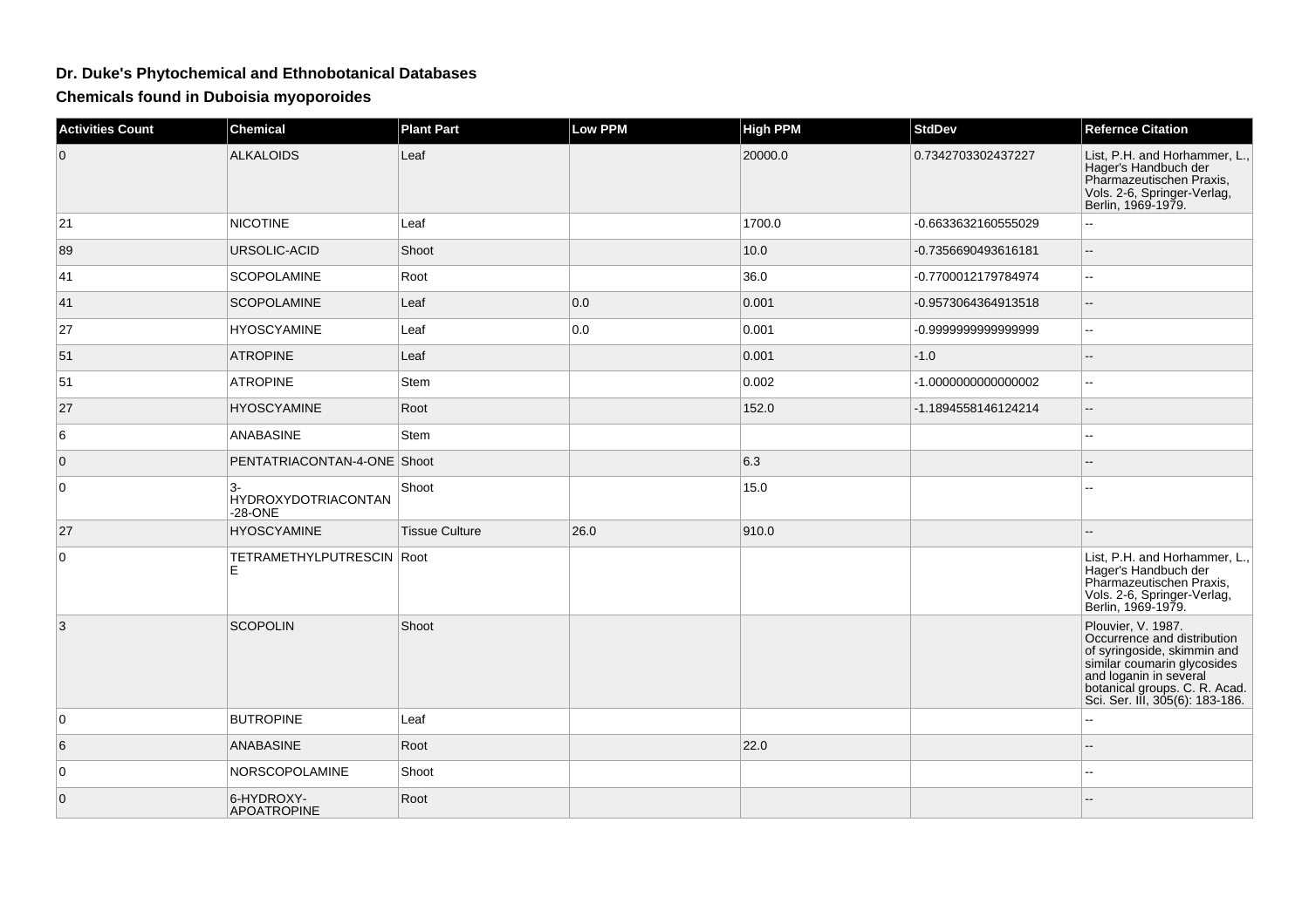# Dr. Duke's Phytochemical and Ethnobotanical Databases

## Chemicals found in Duboisia myoporoides

| Activities Count | Chemical | Plant Part | Low PPM | High PPM | StdDev | Refernce Citation |
|---|---|---|---|---|---|---|
| 0 | ALKALOIDS | Leaf | | 20000.0 | 0.7342703302437227 | List, P.H. and Horhammer, L., Hager's Handbuch der Pharmazeutischen Praxis, Vols. 2-6, Springer-Verlag, Berlin, 1969-1979. |
| 21 | NICOTINE | Leaf | | 1700.0 | -0.6633632160555029 | -- |
| 89 | URSOLIC-ACID | Shoot | | 10.0 | -0.7356690493616181 | -- |
| 41 | SCOPOLAMINE | Root | | 36.0 | -0.7700012179784974 | -- |
| 41 | SCOPOLAMINE | Leaf | 0.0 | 0.001 | -0.9573064364913518 | -- |
| 27 | HYOSCYAMINE | Leaf | 0.0 | 0.001 | -0.9999999999999999 | -- |
| 51 | ATROPINE | Leaf | | 0.001 | -1.0 | -- |
| 51 | ATROPINE | Stem | | 0.002 | -1.0000000000000002 | -- |
| 27 | HYOSCYAMINE | Root | | 152.0 | -1.1894558146124214 | -- |
| 6 | ANABASINE | Stem | | | | -- |
| 0 | PENTATRIACONTAN-4-ONE | Shoot | | 6.3 | | -- |
| 0 | 3-HYDROXYDOTRIACONTAN-28-ONE | Shoot | | 15.0 | | -- |
| 27 | HYOSCYAMINE | Tissue Culture | 26.0 | 910.0 | | -- |
| 0 | TETRAMETHYLPUTRESCINE | Root | | | | List, P.H. and Horhammer, L., Hager's Handbuch der Pharmazeutischen Praxis, Vols. 2-6, Springer-Verlag, Berlin, 1969-1979. |
| 3 | SCOPOLIN | Shoot | | | | Plouvier, V. 1987. Occurrence and distribution of syringoside, skimmin and similar coumarin glycosides and loganin in several botanical groups. C. R. Acad. Sci. Ser. III, 305(6): 183-186. |
| 0 | BUTROPINE | Leaf | | | | -- |
| 6 | ANABASINE | Root | | 22.0 | | -- |
| 0 | NORSCOPOLAMINE | Shoot | | | | -- |
| 0 | 6-HYDROXY-APOATROPINE | Root | | | | -- |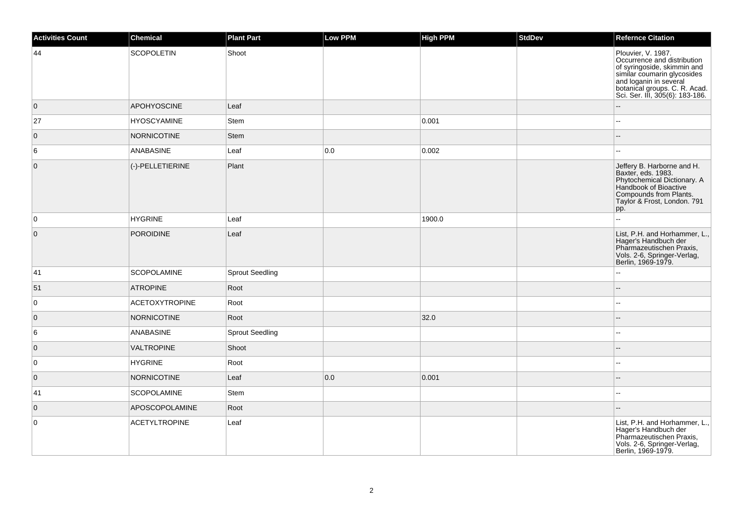| Activities Count | Chemical | Plant Part | Low PPM | High PPM | StdDev | Refernce Citation |
|---|---|---|---|---|---|---|
| 44 | SCOPOLETIN | Shoot | | | | Plouvier, V. 1987. Occurrence and distribution of syringoside, skimmin and similar coumarin glycosides and loganin in several botanical groups. C. R. Acad. Sci. Ser. III, 305(6): 183-186. |
| 0 | APOHYOSCINE | Leaf | | | | -- |
| 27 | HYOSCYAMINE | Stem | | 0.001 | | -- |
| 0 | NORNICOTINE | Stem | | | | -- |
| 6 | ANABASINE | Leaf | 0.0 | 0.002 | | -- |
| 0 | (-)-PELLETIERINE | Plant | | | | Jeffery B. Harborne and H. Baxter, eds. 1983. Phytochemical Dictionary. A Handbook of Bioactive Compounds from Plants. Taylor & Frost, London. 791 pp. |
| 0 | HYGRINE | Leaf | | 1900.0 | | -- |
| 0 | POROIDINE | Leaf | | | | List, P.H. and Horhammer, L., Hager's Handbuch der Pharmazeutischen Praxis, Vols. 2-6, Springer-Verlag, Berlin, 1969-1979. |
| 41 | SCOPOLAMINE | Sprout Seedling | | | | -- |
| 51 | ATROPINE | Root | | | | -- |
| 0 | ACETOXYTROPINE | Root | | | | -- |
| 0 | NORNICOTINE | Root | | 32.0 | | -- |
| 6 | ANABASINE | Sprout Seedling | | | | -- |
| 0 | VALTROPINE | Shoot | | | | -- |
| 0 | HYGRINE | Root | | | | -- |
| 0 | NORNICOTINE | Leaf | 0.0 | 0.001 | | -- |
| 41 | SCOPOLAMINE | Stem | | | | -- |
| 0 | APOSCOPOLAMINE | Root | | | | -- |
| 0 | ACETYLTROPINE | Leaf | | | | List, P.H. and Horhammer, L., Hager's Handbuch der Pharmazeutischen Praxis, Vols. 2-6, Springer-Verlag, Berlin, 1969-1979. |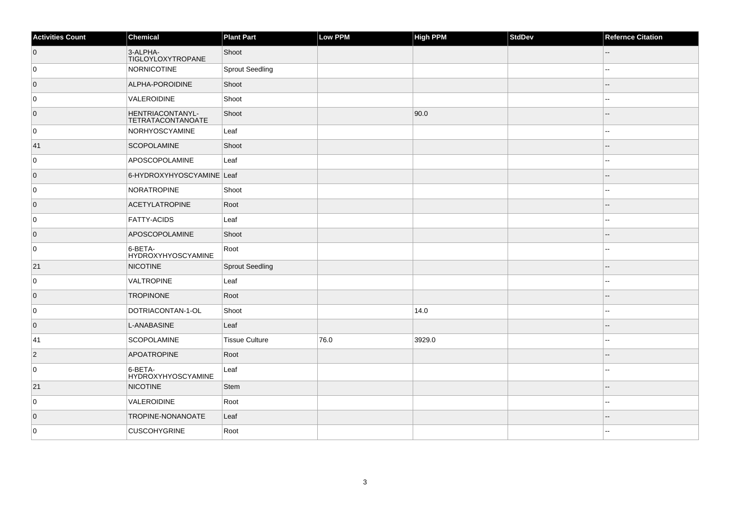| Activities Count | Chemical | Plant Part | Low PPM | High PPM | StdDev | Refernce Citation |
| --- | --- | --- | --- | --- | --- | --- |
| 0 | 3-ALPHA-TIGLOYLOXYTROPANE | Shoot | | | | -- |
| 0 | NORNICOTINE | Sprout Seedling | | | | -- |
| 0 | ALPHA-POROIDINE | Shoot | | | | -- |
| 0 | VALEROIDINE | Shoot | | | | -- |
| 0 | HENTRIACONTANYL-TETRATACONTANOATE | Shoot | | 90.0 | | -- |
| 0 | NORHYOSCYAMINE | Leaf | | | | -- |
| 41 | SCOPOLAMINE | Shoot | | | | -- |
| 0 | APOSCOPOLAMINE | Leaf | | | | -- |
| 0 | 6-HYDROXYHYOSCYAMINE | Leaf | | | | -- |
| 0 | NORATROPINE | Shoot | | | | -- |
| 0 | ACETYLATROPINE | Root | | | | -- |
| 0 | FATTY-ACIDS | Leaf | | | | -- |
| 0 | APOSCOPOLAMINE | Shoot | | | | -- |
| 0 | 6-BETA-HYDROXYHYOSCYAMINE | Root | | | | -- |
| 21 | NICOTINE | Sprout Seedling | | | | -- |
| 0 | VALTROPINE | Leaf | | | | -- |
| 0 | TROPINONE | Root | | | | -- |
| 0 | DOTRIACONTAN-1-OL | Shoot | | 14.0 | | -- |
| 0 | L-ANABASINE | Leaf | | | | -- |
| 41 | SCOPOLAMINE | Tissue Culture | 76.0 | 3929.0 | | -- |
| 2 | APOATROPINE | Root | | | | -- |
| 0 | 6-BETA-HYDROXYHYOSCYAMINE | Leaf | | | | -- |
| 21 | NICOTINE | Stem | | | | -- |
| 0 | VALEROIDINE | Root | | | | -- |
| 0 | TROPINE-NONANOATE | Leaf | | | | -- |
| 0 | CUSCOHYGRINE | Root | | | | -- |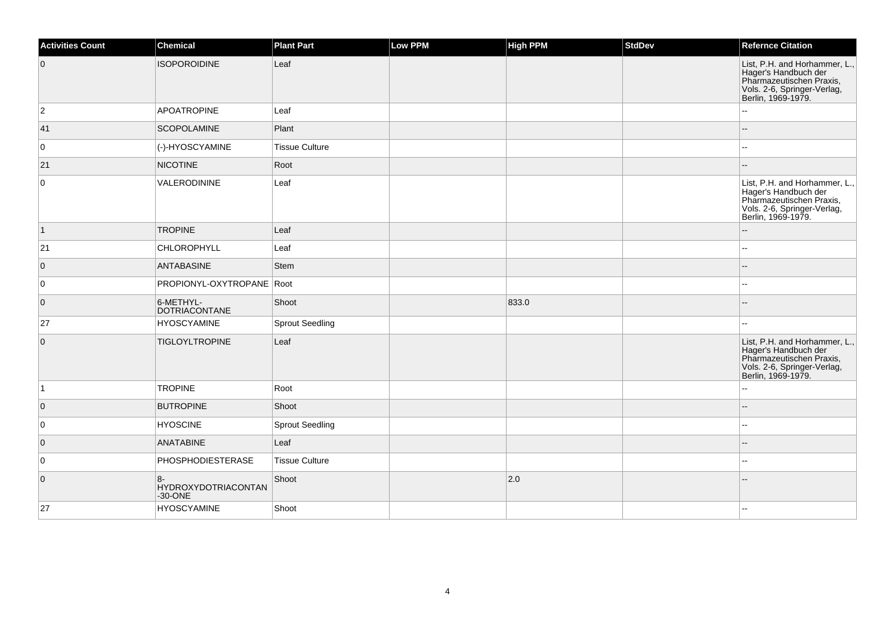| Activities Count | Chemical | Plant Part | Low PPM | High PPM | StdDev | Refernce Citation |
| --- | --- | --- | --- | --- | --- | --- |
| 0 | ISOPOROIDINE | Leaf | | | | List, P.H. and Horhammer, L., Hager's Handbuch der Pharmazeutischen Praxis, Vols. 2-6, Springer-Verlag, Berlin, 1969-1979. |
| 2 | APOATROPINE | Leaf | | | | -- |
| 41 | SCOPOLAMINE | Plant | | | | -- |
| 0 | (-)-HYOSCYAMINE | Tissue Culture | | | | -- |
| 21 | NICOTINE | Root | | | | -- |
| 0 | VALERODININE | Leaf | | | | List, P.H. and Horhammer, L., Hager's Handbuch der Pharmazeutischen Praxis, Vols. 2-6, Springer-Verlag, Berlin, 1969-1979. |
| 1 | TROPINE | Leaf | | | | -- |
| 21 | CHLOROPHYLL | Leaf | | | | -- |
| 0 | ANTABASINE | Stem | | | | -- |
| 0 | PROPIONYL-OXYTROPANE | Root | | | | -- |
| 0 | 6-METHYL-DOTRIACONTANE | Shoot | | 833.0 | | -- |
| 27 | HYOSCYAMINE | Sprout Seedling | | | | -- |
| 0 | TIGLOYLTROPINE | Leaf | | | | List, P.H. and Horhammer, L., Hager's Handbuch der Pharmazeutischen Praxis, Vols. 2-6, Springer-Verlag, Berlin, 1969-1979. |
| 1 | TROPINE | Root | | | | -- |
| 0 | BUTROPINE | Shoot | | | | -- |
| 0 | HYOSCINE | Sprout Seedling | | | | -- |
| 0 | ANATABINE | Leaf | | | | -- |
| 0 | PHOSPHODIESTERASE | Tissue Culture | | | | -- |
| 0 | 8-HYDROXYDOTRIACONTAN-30-ONE | Shoot | | 2.0 | | -- |
| 27 | HYOSCYAMINE | Shoot | | | | -- |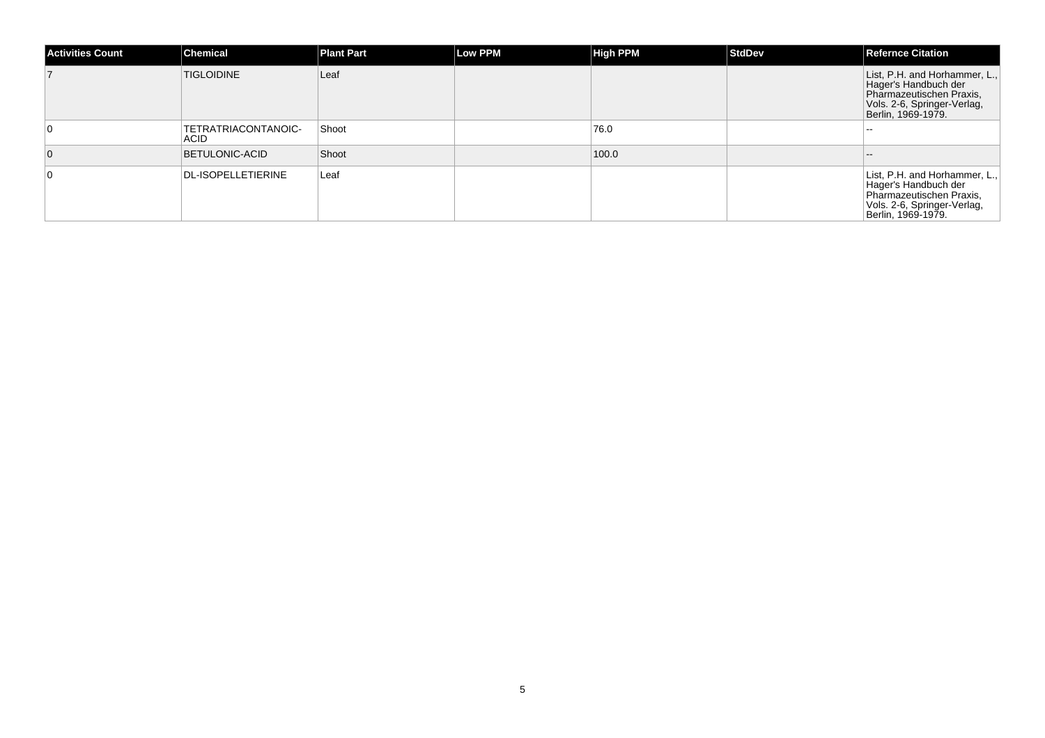| Activities Count | Chemical | Plant Part | Low PPM | High PPM | StdDev | Refernce Citation |
| --- | --- | --- | --- | --- | --- | --- |
| 7 | TIGLOIDINE | Leaf | | | | List, P.H. and Horhammer, L., Hager's Handbuch der Pharmazeutischen Praxis, Vols. 2-6, Springer-Verlag, Berlin, 1969-1979. |
| 0 | TETRATRIACONTANOIC-ACID | Shoot | | 76.0 | | -- |
| 0 | BETULONIC-ACID | Shoot | | 100.0 | | -- |
| 0 | DL-ISOPELLETIERINE | Leaf | | | | List, P.H. and Horhammer, L., Hager's Handbuch der Pharmazeutischen Praxis, Vols. 2-6, Springer-Verlag, Berlin, 1969-1979. |